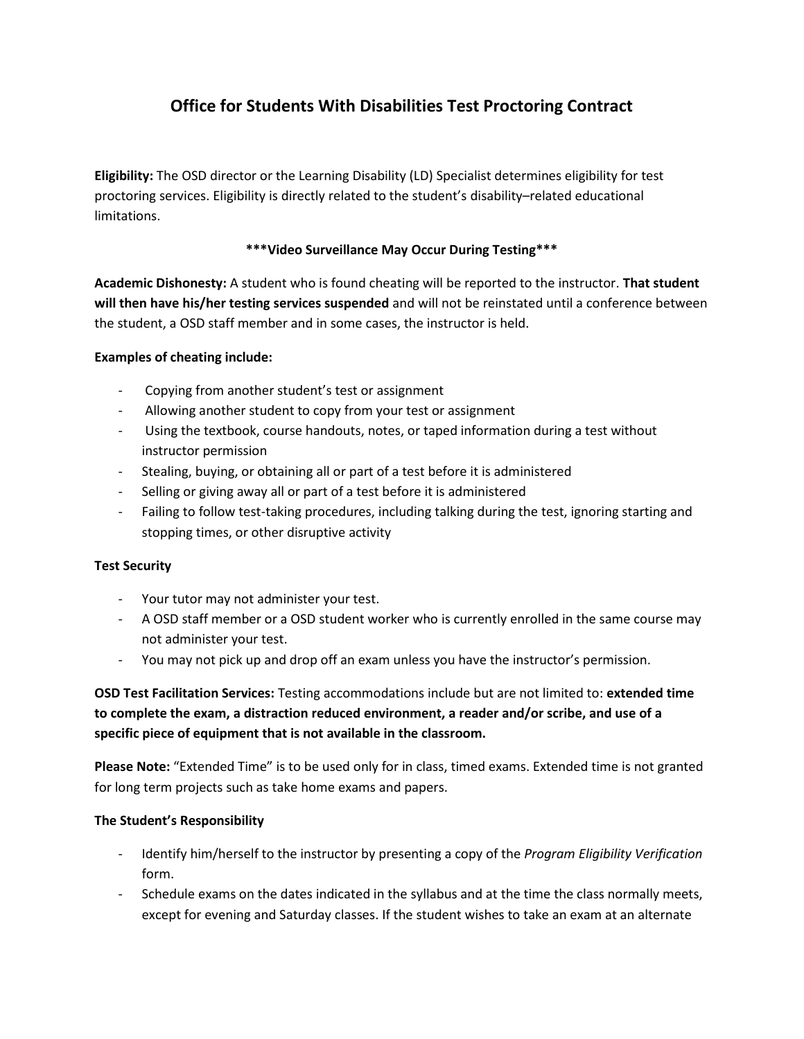# Office for Students With Disabilities Test Proctoring Contract

**Eligibility:** The OSD director or the Learning Disability (LD) Specialist determines eligibility for test proctoring services. Eligibility is directly related to the student's disability–related educational limitations.

**\*\*\*Video Surveillance May Occur During Testing\*\*\***

**Academic Dishonesty:** A student who is found cheating will be reported to the instructor. **That student will then have his/her testing services suspended** and will not be reinstated until a conference between the student, a OSD staff member and in some cases, the instructor is held.

**Examples of cheating include:**

- Copying from another student's test or assignment
- Allowing another student to copy from your test or assignment
- Using the textbook, course handouts, notes, or taped information during a test without instructor permission
- Stealing, buying, or obtaining all or part of a test before it is administered
- Selling or giving away all or part of a test before it is administered
- Failing to follow test-taking procedures, including talking during the test, ignoring starting and stopping times, or other disruptive activity

**Test Security**

- Your tutor may not administer your test.
- A OSD staff member or a OSD student worker who is currently enrolled in the same course may not administer your test.
- You may not pick up and drop off an exam unless you have the instructor's permission.

**OSD Test Facilitation Services:** Testing accommodations include but are not limited to: **extended time to complete the exam, a distraction reduced environment, a reader and/or scribe, and use of a specific piece of equipment that is not available in the classroom.**

**Please Note:** "Extended Time" is to be used only for in class, timed exams. Extended time is not granted for long term projects such as take home exams and papers.

**The Student's Responsibility**

- Identify him/herself to the instructor by presenting a copy of the *Program Eligibility Verification* form.
- Schedule exams on the dates indicated in the syllabus and at the time the class normally meets, except for evening and Saturday classes. If the student wishes to take an exam at an alternate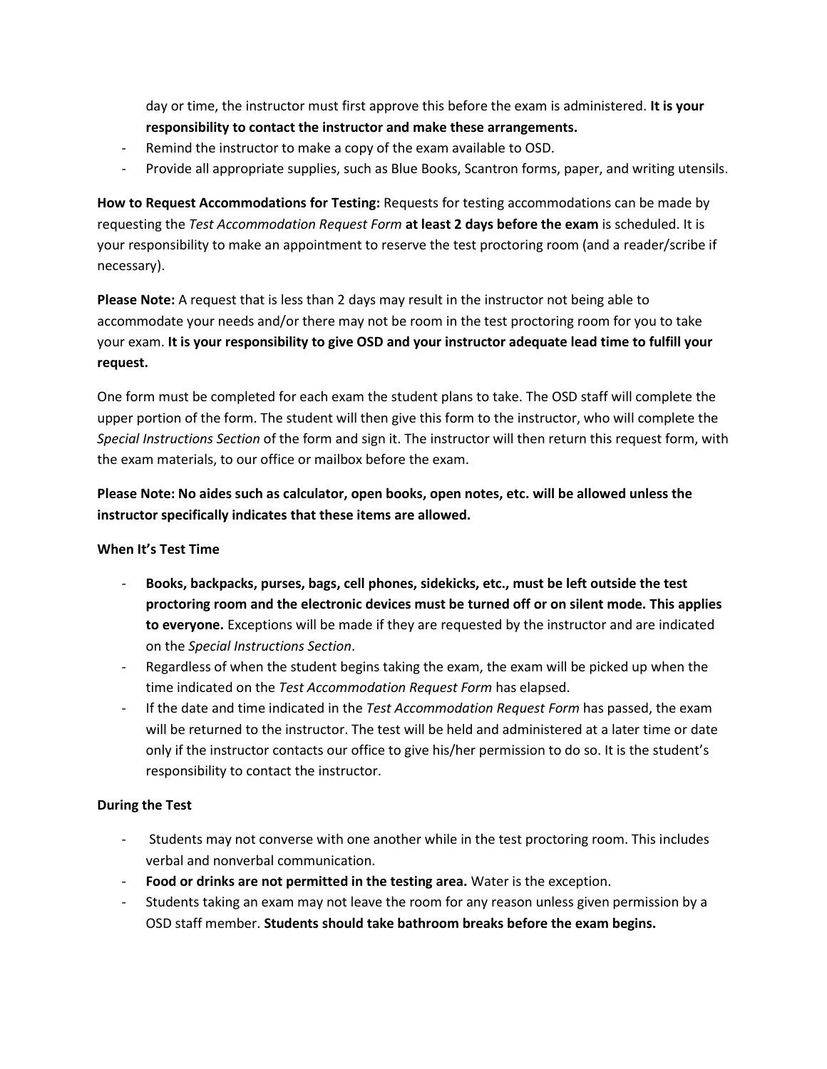day or time, the instructor must first approve this before the exam is administered. **It is your responsibility to contact the instructor and make these arrangements.**

- Remind the instructor to make a copy of the exam available to OSD.
- Provide all appropriate supplies, such as Blue Books, Scantron forms, paper, and writing utensils.

**How to Request Accommodations for Testing:** Requests for testing accommodations can be made by requesting the *Test Accommodation Request Form* **at least 2 days before the exam** is scheduled. It is your responsibility to make an appointment to reserve the test proctoring room (and a reader/scribe if necessary).

**Please Note:** A request that is less than 2 days may result in the instructor not being able to accommodate your needs and/or there may not be room in the test proctoring room for you to take your exam. **It is your responsibility to give OSD and your instructor adequate lead time to fulfill your request.**

One form must be completed for each exam the student plans to take. The OSD staff will complete the upper portion of the form. The student will then give this form to the instructor, who will complete the *Special Instructions Section* of the form and sign it. The instructor will then return this request form, with the exam materials, to our office or mailbox before the exam.

**Please Note: No aides such as calculator, open books, open notes, etc. will be allowed unless the instructor specifically indicates that these items are allowed.**

**When It's Test Time**

- **Books, backpacks, purses, bags, cell phones, sidekicks, etc., must be left outside the test proctoring room and the electronic devices must be turned off or on silent mode. This applies to everyone.** Exceptions will be made if they are requested by the instructor and are indicated on the *Special Instructions Section*.
- Regardless of when the student begins taking the exam, the exam will be picked up when the time indicated on the *Test Accommodation Request Form* has elapsed.
- If the date and time indicated in the *Test Accommodation Request Form* has passed, the exam will be returned to the instructor. The test will be held and administered at a later time or date only if the instructor contacts our office to give his/her permission to do so. It is the student's responsibility to contact the instructor.

**During the Test**

- Students may not converse with one another while in the test proctoring room. This includes verbal and nonverbal communication.
- **Food or drinks are not permitted in the testing area.** Water is the exception.
- Students taking an exam may not leave the room for any reason unless given permission by a OSD staff member. **Students should take bathroom breaks before the exam begins.**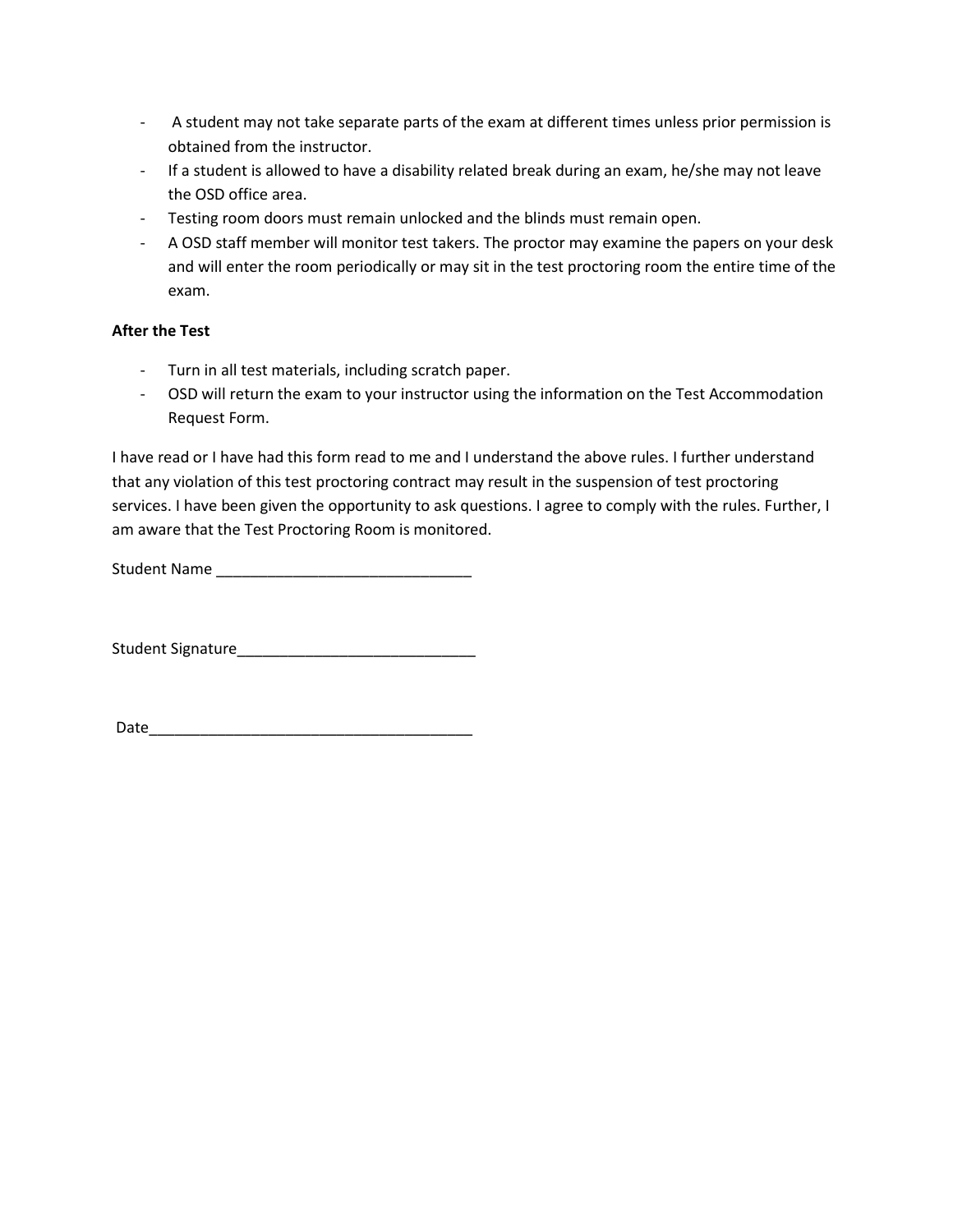- A student may not take separate parts of the exam at different times unless prior permission is obtained from the instructor.
- If a student is allowed to have a disability related break during an exam, he/she may not leave the OSD office area.
- Testing room doors must remain unlocked and the blinds must remain open.
- A OSD staff member will monitor test takers. The proctor may examine the papers on your desk and will enter the room periodically or may sit in the test proctoring room the entire time of the exam.

**After the Test**

- Turn in all test materials, including scratch paper.
- OSD will return the exam to your instructor using the information on the Test Accommodation Request Form.

I have read or I have had this form read to me and I understand the above rules. I further understand that any violation of this test proctoring contract may result in the suspension of test proctoring services. I have been given the opportunity to ask questions. I agree to comply with the rules. Further, I am aware that the Test Proctoring Room is monitored.

Student Name ______________________________

Student Signature____________________________

Date______________________________________